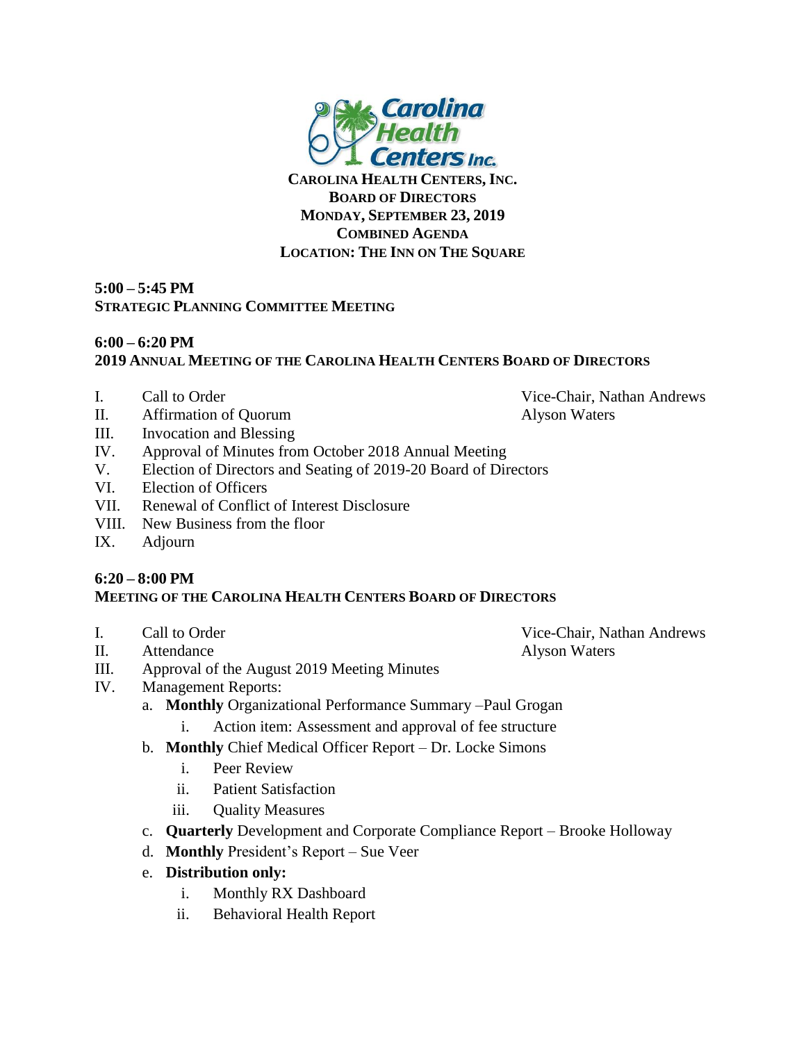# Carolina Health Centers, Inc.

**CAROLINA HEALTH CENTERS, INC.**
**BOARD OF DIRECTORS**
**MONDAY, SEPTEMBER 23, 2019**
**COMBINED AGENDA**
**LOCATION: THE INN ON THE SQUARE**

**5:00 – 5:45 PM**
**STRATEGIC PLANNING COMMITTEE MEETING**

**6:00 – 6:20 PM**
**2019 ANNUAL MEETING OF THE CAROLINA HEALTH CENTERS BOARD OF DIRECTORS**

I. Call to Order — Vice-Chair, Nathan Andrews
II. Affirmation of Quorum — Alyson Waters
III. Invocation and Blessing
IV. Approval of Minutes from October 2018 Annual Meeting
V. Election of Directors and Seating of 2019-20 Board of Directors
VI. Election of Officers
VII. Renewal of Conflict of Interest Disclosure
VIII. New Business from the floor
IX. Adjourn

**6:20 – 8:00 PM**
**MEETING OF THE CAROLINA HEALTH CENTERS BOARD OF DIRECTORS**

I. Call to Order — Vice-Chair, Nathan Andrews
II. Attendance — Alyson Waters
III. Approval of the August 2019 Meeting Minutes
IV. Management Reports:
   a. **Monthly** Organizational Performance Summary –Paul Grogan
      i. Action item: Assessment and approval of fee structure
   b. **Monthly** Chief Medical Officer Report – Dr. Locke Simons
      i. Peer Review
      ii. Patient Satisfaction
      iii. Quality Measures
   c. **Quarterly** Development and Corporate Compliance Report – Brooke Holloway
   d. **Monthly** President's Report – Sue Veer
   e. **Distribution only:**
      i. Monthly RX Dashboard
      ii. Behavioral Health Report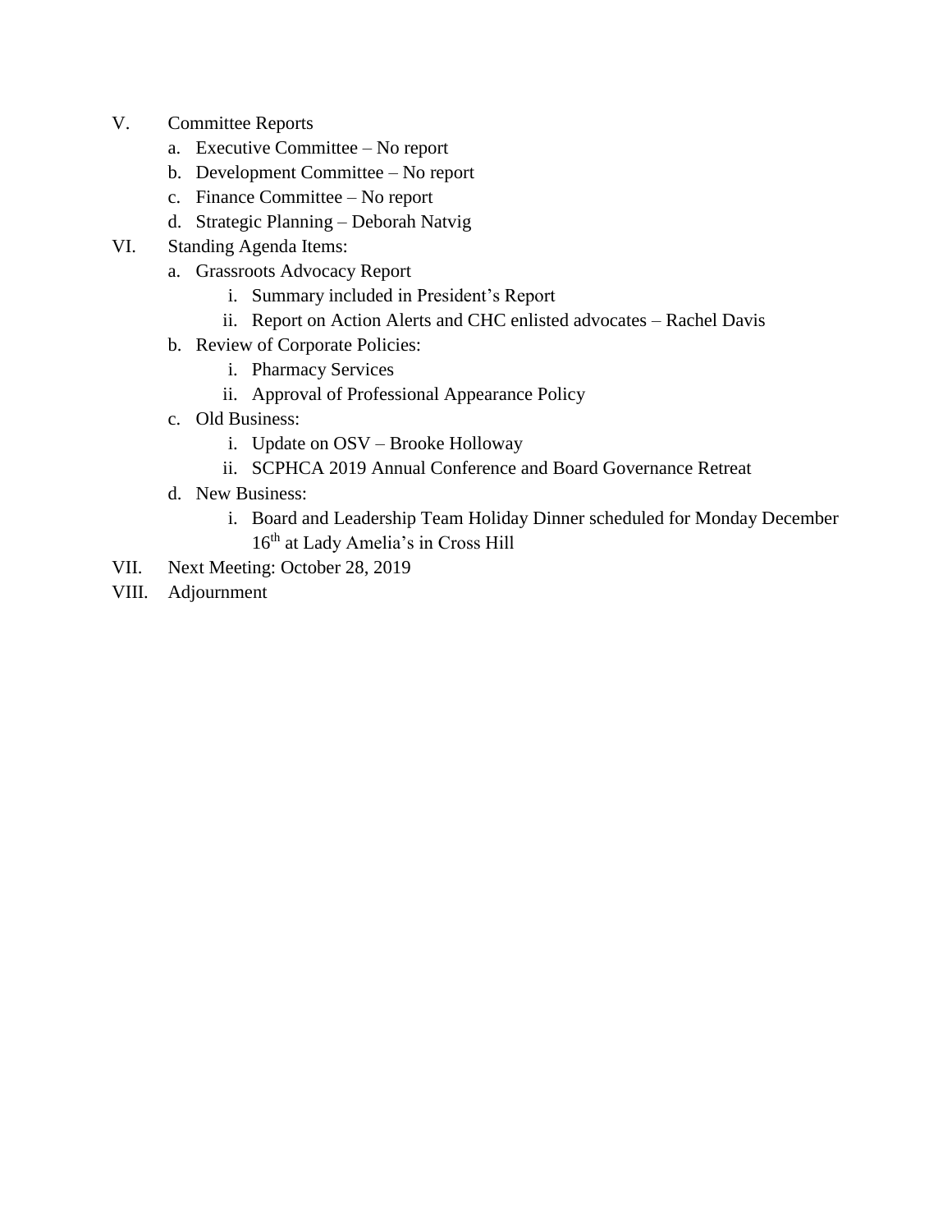V. Committee Reports
   a. Executive Committee – No report
   b. Development Committee – No report
   c. Finance Committee – No report
   d. Strategic Planning – Deborah Natvig

VI. Standing Agenda Items:
   a. Grassroots Advocacy Report
      i. Summary included in President's Report
      ii. Report on Action Alerts and CHC enlisted advocates – Rachel Davis
   b. Review of Corporate Policies:
      i. Pharmacy Services
      ii. Approval of Professional Appearance Policy
   c. Old Business:
      i. Update on OSV – Brooke Holloway
      ii. SCPHCA 2019 Annual Conference and Board Governance Retreat
   d. New Business:
      i. Board and Leadership Team Holiday Dinner scheduled for Monday December 16th at Lady Amelia's in Cross Hill

VII. Next Meeting: October 28, 2019

VIII. Adjournment